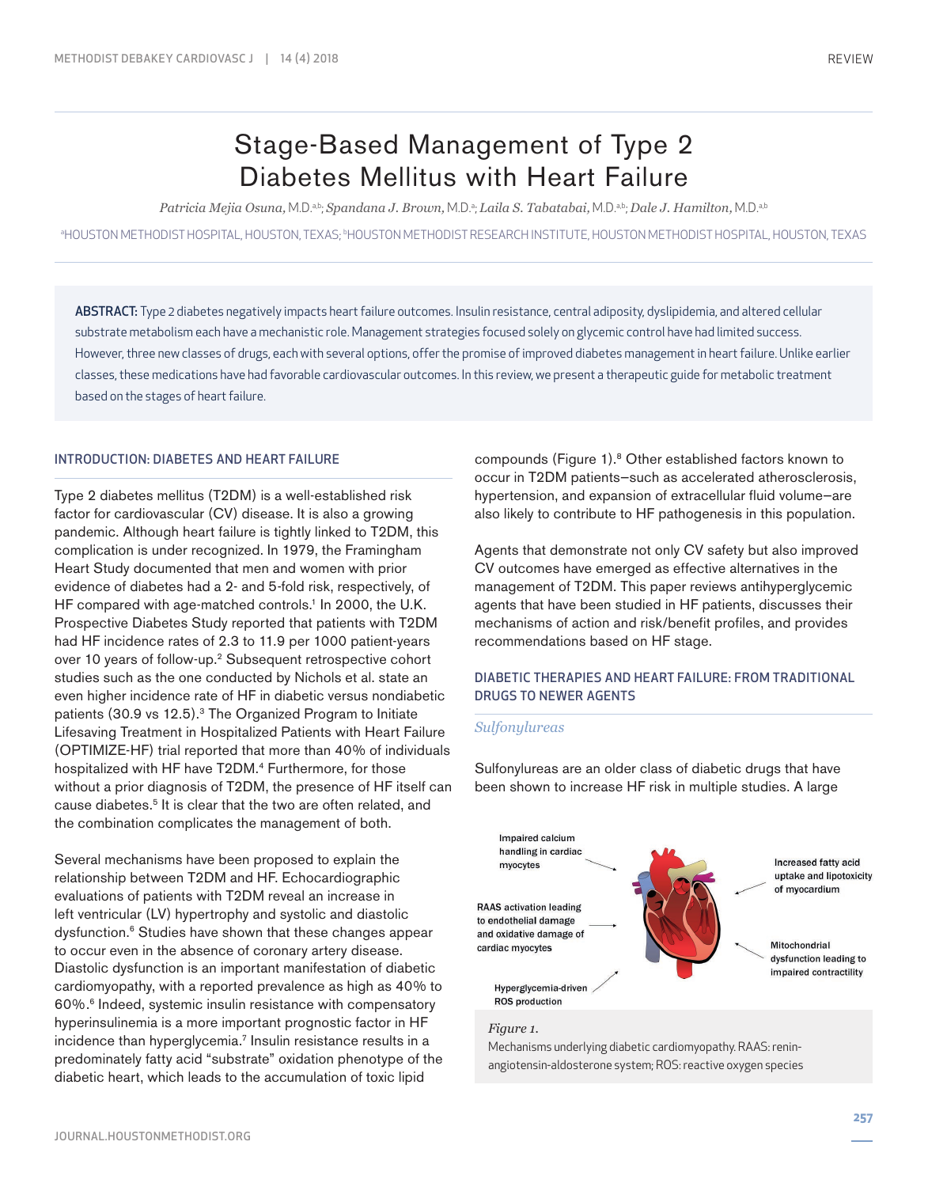# Stage-Based Management of Type 2 Diabetes Mellitus with Heart Failure

*Patricia Mejia Osuna,* M.D.[a,b]; *Spandana J. Brown,* M.D.[a]; *Laila S. Tabatabai,* M.D.[a,b]; *Dale J. Hamilton,* M.D.[a,b]

[a]HOUSTON METHODIST HOSPITAL, HOUSTON, TEXAS; [b]HOUSTON METHODIST RESEARCH INSTITUTE, HOUSTON METHODIST HOSPITAL, HOUSTON, TEXAS

**ABSTRACT:** Type 2 diabetes negatively impacts heart failure outcomes. Insulin resistance, central adiposity, dyslipidemia, and altered cellular substrate metabolism each have a mechanistic role. Management strategies focused solely on glycemic control have had limited success. However, three new classes of drugs, each with several options, offer the promise of improved diabetes management in heart failure. Unlike earlier classes, these medications have had favorable cardiovascular outcomes. In this review, we present a therapeutic guide for metabolic treatment based on the stages of heart failure.

## INTRODUCTION: DIABETES AND HEART FAILURE

Type 2 diabetes mellitus (T2DM) is a well-established risk factor for cardiovascular (CV) disease. It is also a growing pandemic. Although heart failure is tightly linked to T2DM, this complication is under recognized. In 1979, the Framingham Heart Study documented that men and women with prior evidence of diabetes had a 2- and 5-fold risk, respectively, of HF compared with age-matched controls.[1] In 2000, the U.K. Prospective Diabetes Study reported that patients with T2DM had HF incidence rates of 2.3 to 11.9 per 1000 patient-years over 10 years of follow-up.[2] Subsequent retrospective cohort studies such as the one conducted by Nichols et al. state an even higher incidence rate of HF in diabetic versus nondiabetic patients (30.9 vs 12.5).[3] The Organized Program to Initiate Lifesaving Treatment in Hospitalized Patients with Heart Failure (OPTIMIZE-HF) trial reported that more than 40% of individuals hospitalized with HF have T2DM.[4] Furthermore, for those without a prior diagnosis of T2DM, the presence of HF itself can cause diabetes.[5] It is clear that the two are often related, and the combination complicates the management of both.

Several mechanisms have been proposed to explain the relationship between T2DM and HF. Echocardiographic evaluations of patients with T2DM reveal an increase in left ventricular (LV) hypertrophy and systolic and diastolic dysfunction.[6] Studies have shown that these changes appear to occur even in the absence of coronary artery disease. Diastolic dysfunction is an important manifestation of diabetic cardiomyopathy, with a reported prevalence as high as 40% to 60%.[6] Indeed, systemic insulin resistance with compensatory hyperinsulinemia is a more important prognostic factor in HF incidence than hyperglycemia.[7] Insulin resistance results in a predominately fatty acid "substrate" oxidation phenotype of the diabetic heart, which leads to the accumulation of toxic lipid compounds (Figure 1).[8] Other established factors known to occur in T2DM patients—such as accelerated atherosclerosis, hypertension, and expansion of extracellular fluid volume—are also likely to contribute to HF pathogenesis in this population.

Agents that demonstrate not only CV safety but also improved CV outcomes have emerged as effective alternatives in the management of T2DM. This paper reviews antihyperglycemic agents that have been studied in HF patients, discusses their mechanisms of action and risk/benefit profiles, and provides recommendations based on HF stage.

## DIABETIC THERAPIES AND HEART FAILURE: FROM TRADITIONAL DRUGS TO NEWER AGENTS

### *Sulfonylureas*

Sulfonylureas are an older class of diabetic drugs that have been shown to increase HF risk in multiple studies. A large

Impaired calcium handling in cardiac myocytes

RAAS activation leading to endothelial damage and oxidative damage of cardiac myocytes

Hyperglycemia-driven ROS production

Increased fatty acid uptake and lipotoxicity of myocardium

Mitochondrial dysfunction leading to impaired contractility

*Figure 1.*
Mechanisms underlying diabetic cardiomyopathy. RAAS: renin-angiotensin-aldosterone system; ROS: reactive oxygen species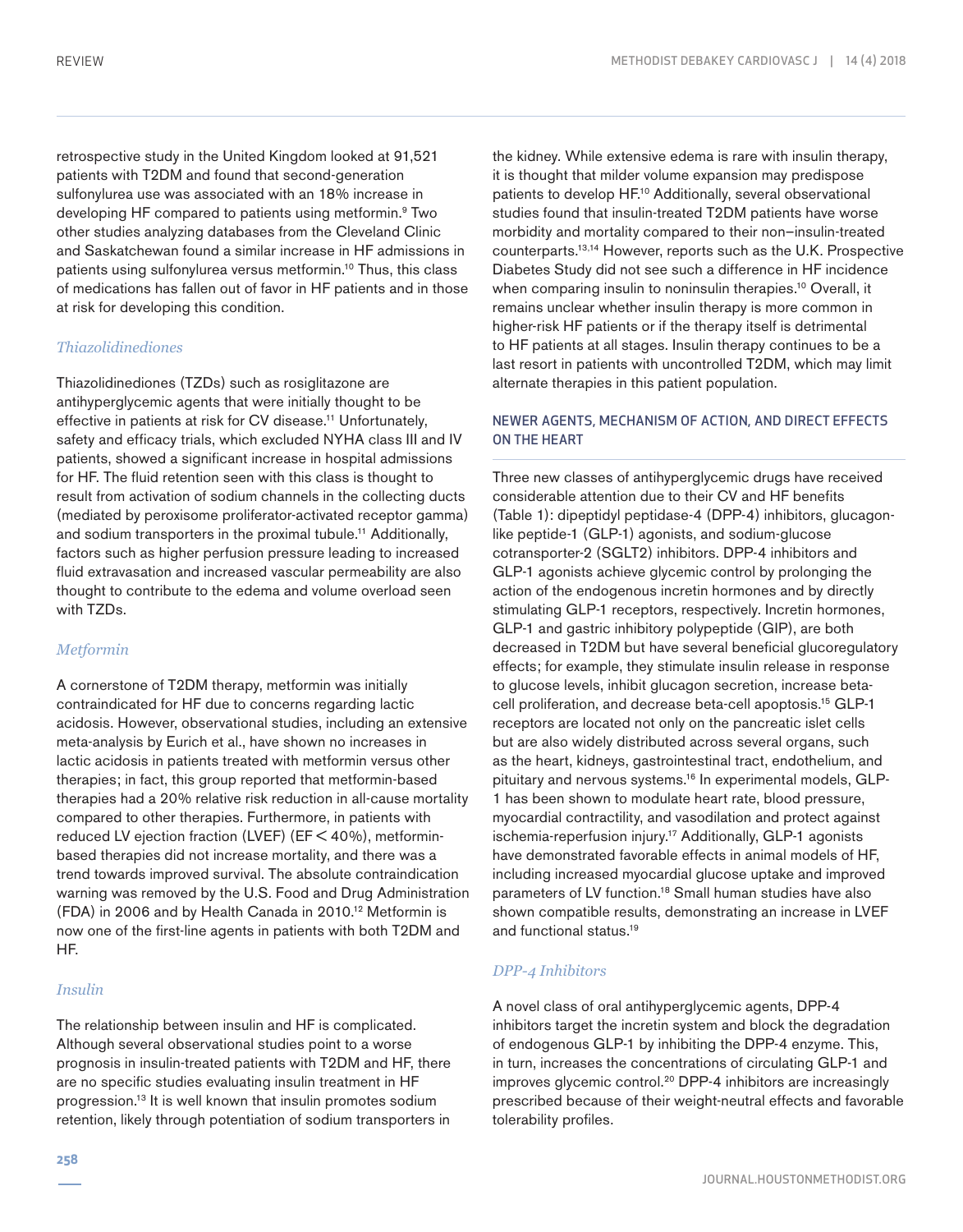retrospective study in the United Kingdom looked at 91,521 patients with T2DM and found that second-generation sulfonylurea use was associated with an 18% increase in developing HF compared to patients using metformin.[9] Two other studies analyzing databases from the Cleveland Clinic and Saskatchewan found a similar increase in HF admissions in patients using sulfonylurea versus metformin.[10] Thus, this class of medications has fallen out of favor in HF patients and in those at risk for developing this condition.

### *Thiazolidinediones*

Thiazolidinediones (TZDs) such as rosiglitazone are antihyperglycemic agents that were initially thought to be effective in patients at risk for CV disease.[11] Unfortunately, safety and efficacy trials, which excluded NYHA class III and IV patients, showed a significant increase in hospital admissions for HF. The fluid retention seen with this class is thought to result from activation of sodium channels in the collecting ducts (mediated by peroxisome proliferator-activated receptor gamma) and sodium transporters in the proximal tubule.[11] Additionally, factors such as higher perfusion pressure leading to increased fluid extravasation and increased vascular permeability are also thought to contribute to the edema and volume overload seen with TZDs.

### *Metformin*

A cornerstone of T2DM therapy, metformin was initially contraindicated for HF due to concerns regarding lactic acidosis. However, observational studies, including an extensive meta-analysis by Eurich et al., have shown no increases in lactic acidosis in patients treated with metformin versus other therapies; in fact, this group reported that metformin-based therapies had a 20% relative risk reduction in all-cause mortality compared to other therapies. Furthermore, in patients with reduced LV ejection fraction (LVEF) (EF < 40%), metformin-based therapies did not increase mortality, and there was a trend towards improved survival. The absolute contraindication warning was removed by the U.S. Food and Drug Administration (FDA) in 2006 and by Health Canada in 2010.[12] Metformin is now one of the first-line agents in patients with both T2DM and HF.

### *Insulin*

The relationship between insulin and HF is complicated. Although several observational studies point to a worse prognosis in insulin-treated patients with T2DM and HF, there are no specific studies evaluating insulin treatment in HF progression.[13] It is well known that insulin promotes sodium retention, likely through potentiation of sodium transporters in the kidney. While extensive edema is rare with insulin therapy, it is thought that milder volume expansion may predispose patients to develop HF.[10] Additionally, several observational studies found that insulin-treated T2DM patients have worse morbidity and mortality compared to their non–insulin-treated counterparts.[13,14] However, reports such as the U.K. Prospective Diabetes Study did not see such a difference in HF incidence when comparing insulin to noninsulin therapies.[10] Overall, it remains unclear whether insulin therapy is more common in higher-risk HF patients or if the therapy itself is detrimental to HF patients at all stages. Insulin therapy continues to be a last resort in patients with uncontrolled T2DM, which may limit alternate therapies in this patient population.

## NEWER AGENTS, MECHANISM OF ACTION, AND DIRECT EFFECTS ON THE HEART

Three new classes of antihyperglycemic drugs have received considerable attention due to their CV and HF benefits (Table 1): dipeptidyl peptidase-4 (DPP-4) inhibitors, glucagon-like peptide-1 (GLP-1) agonists, and sodium-glucose cotransporter-2 (SGLT2) inhibitors. DPP-4 inhibitors and GLP-1 agonists achieve glycemic control by prolonging the action of the endogenous incretin hormones and by directly stimulating GLP-1 receptors, respectively. Incretin hormones, GLP-1 and gastric inhibitory polypeptide (GIP), are both decreased in T2DM but have several beneficial glucoregulatory effects; for example, they stimulate insulin release in response to glucose levels, inhibit glucagon secretion, increase beta-cell proliferation, and decrease beta-cell apoptosis.[15] GLP-1 receptors are located not only on the pancreatic islet cells but are also widely distributed across several organs, such as the heart, kidneys, gastrointestinal tract, endothelium, and pituitary and nervous systems.[16] In experimental models, GLP-1 has been shown to modulate heart rate, blood pressure, myocardial contractility, and vasodilation and protect against ischemia-reperfusion injury.[17] Additionally, GLP-1 agonists have demonstrated favorable effects in animal models of HF, including increased myocardial glucose uptake and improved parameters of LV function.[18] Small human studies have also shown compatible results, demonstrating an increase in LVEF and functional status.[19]

### *DPP-4 Inhibitors*

A novel class of oral antihyperglycemic agents, DPP-4 inhibitors target the incretin system and block the degradation of endogenous GLP-1 by inhibiting the DPP-4 enzyme. This, in turn, increases the concentrations of circulating GLP-1 and improves glycemic control.[20] DPP-4 inhibitors are increasingly prescribed because of their weight-neutral effects and favorable tolerability profiles.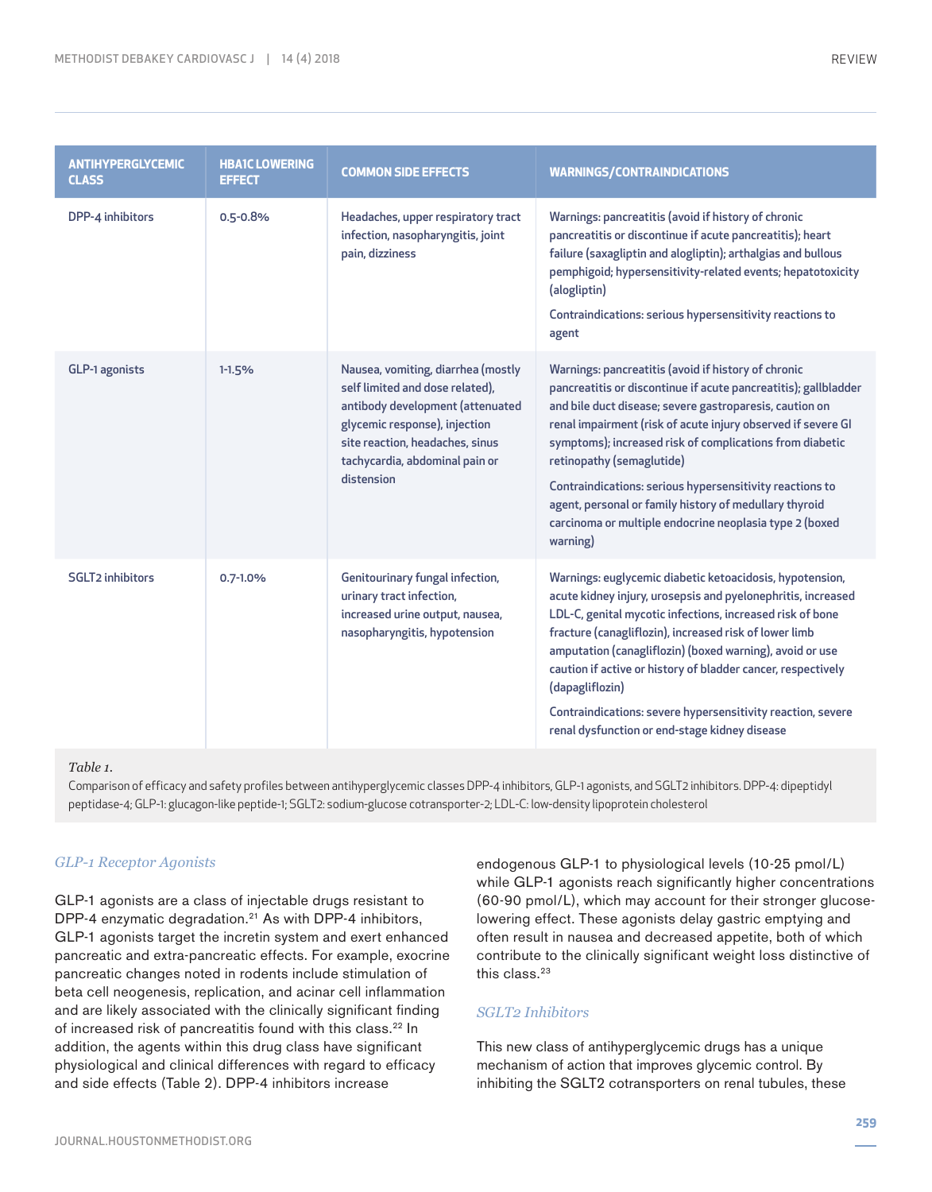| ANTIHYPERGLYCEMIC CLASS | HBA1C LOWERING EFFECT | COMMON SIDE EFFECTS | WARNINGS/CONTRAINDICATIONS |
|---|---|---|---|
| DPP-4 inhibitors | 0.5-0.8% | Headaches, upper respiratory tract infection, nasopharyngitis, joint pain, dizziness | Warnings: pancreatitis (avoid if history of chronic pancreatitis or discontinue if acute pancreatitis); heart failure (saxagliptin and alogliptin); arthalgias and bullous pemphigoid; hypersensitivity-related events; hepatotoxicity (alogliptin)<br>Contraindications: serious hypersensitivity reactions to agent |
| GLP-1 agonists | 1-1.5% | Nausea, vomiting, diarrhea (mostly self limited and dose related), antibody development (attenuated glycemic response), injection site reaction, headaches, sinus tachycardia, abdominal pain or distension | Warnings: pancreatitis (avoid if history of chronic pancreatitis or discontinue if acute pancreatitis); gallbladder and bile duct disease; severe gastroparesis, caution on renal impairment (risk of acute injury observed if severe GI symptoms); increased risk of complications from diabetic retinopathy (semaglutide)<br>Contraindications: serious hypersensitivity reactions to agent, personal or family history of medullary thyroid carcinoma or multiple endocrine neoplasia type 2 (boxed warning) |
| SGLT2 inhibitors | 0.7-1.0% | Genitourinary fungal infection, urinary tract infection, increased urine output, nausea, nasopharyngitis, hypotension | Warnings: euglycemic diabetic ketoacidosis, hypotension, acute kidney injury, urosepsis and pyelonephritis, increased LDL-C, genital mycotic infections, increased risk of bone fracture (canagliflozin), increased risk of lower limb amputation (canagliflozin) (boxed warning), avoid or use caution if active or history of bladder cancer, respectively (dapagliflozin)<br>Contraindications: severe hypersensitivity reaction, severe renal dysfunction or end-stage kidney disease |

*Table 1.*
Comparison of efficacy and safety profiles between antihyperglycemic classes DPP-4 inhibitors, GLP-1 agonists, and SGLT2 inhibitors. DPP-4: dipeptidyl peptidase-4; GLP-1: glucagon-like peptide-1; SGLT2: sodium-glucose cotransporter-2; LDL-C: low-density lipoprotein cholesterol

### *GLP-1 Receptor Agonists*

GLP-1 agonists are a class of injectable drugs resistant to DPP-4 enzymatic degradation.[21] As with DPP-4 inhibitors, GLP-1 agonists target the incretin system and exert enhanced pancreatic and extra-pancreatic effects. For example, exocrine pancreatic changes noted in rodents include stimulation of beta cell neogenesis, replication, and acinar cell inflammation and are likely associated with the clinically significant finding of increased risk of pancreatitis found with this class.[22] In addition, the agents within this drug class have significant physiological and clinical differences with regard to efficacy and side effects (Table 2). DPP-4 inhibitors increase endogenous GLP-1 to physiological levels (10-25 pmol/L) while GLP-1 agonists reach significantly higher concentrations (60-90 pmol/L), which may account for their stronger glucose-lowering effect. These agonists delay gastric emptying and often result in nausea and decreased appetite, both of which contribute to the clinically significant weight loss distinctive of this class.[23]

### *SGLT2 Inhibitors*

This new class of antihyperglycemic drugs has a unique mechanism of action that improves glycemic control. By inhibiting the SGLT2 cotransporters on renal tubules, these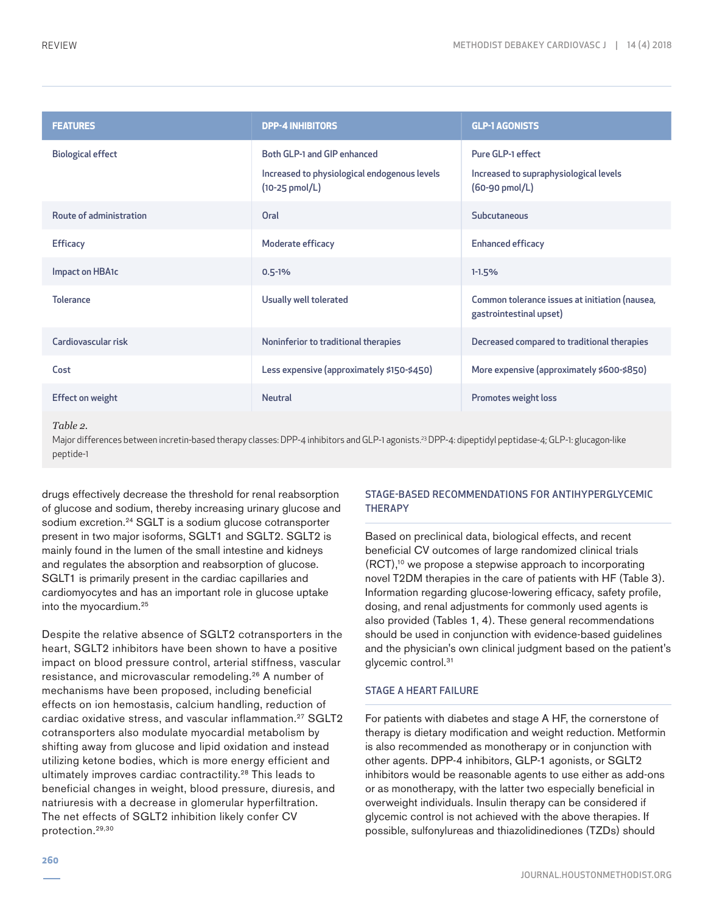| FEATURES | DPP-4 INHIBITORS | GLP-1 AGONISTS |
|---|---|---|
| Biological effect | Both GLP-1 and GIP enhanced<br>Increased to physiological endogenous levels (10-25 pmol/L) | Pure GLP-1 effect<br>Increased to supraphysiological levels (60-90 pmol/L) |
| Route of administration | Oral | Subcutaneous |
| Efficacy | Moderate efficacy | Enhanced efficacy |
| Impact on HBA1c | 0.5-1% | 1-1.5% |
| Tolerance | Usually well tolerated | Common tolerance issues at initiation (nausea, gastrointestinal upset) |
| Cardiovascular risk | Noninferior to traditional therapies | Decreased compared to traditional therapies |
| Cost | Less expensive (approximately $150-$450) | More expensive (approximately $600-$850) |
| Effect on weight | Neutral | Promotes weight loss |

*Table 2.*
Major differences between incretin-based therapy classes: DPP-4 inhibitors and GLP-1 agonists.[23] DPP-4: dipeptidyl peptidase-4; GLP-1: glucagon-like peptide-1

drugs effectively decrease the threshold for renal reabsorption of glucose and sodium, thereby increasing urinary glucose and sodium excretion.[24] SGLT is a sodium glucose cotransporter present in two major isoforms, SGLT1 and SGLT2. SGLT2 is mainly found in the lumen of the small intestine and kidneys and regulates the absorption and reabsorption of glucose. SGLT1 is primarily present in the cardiac capillaries and cardiomyocytes and has an important role in glucose uptake into the myocardium.[25]

Despite the relative absence of SGLT2 cotransporters in the heart, SGLT2 inhibitors have been shown to have a positive impact on blood pressure control, arterial stiffness, vascular resistance, and microvascular remodeling.[26] A number of mechanisms have been proposed, including beneficial effects on ion hemostasis, calcium handling, reduction of cardiac oxidative stress, and vascular inflammation.[27] SGLT2 cotransporters also modulate myocardial metabolism by shifting away from glucose and lipid oxidation and instead utilizing ketone bodies, which is more energy efficient and ultimately improves cardiac contractility.[28] This leads to beneficial changes in weight, blood pressure, diuresis, and natriuresis with a decrease in glomerular hyperfiltration. The net effects of SGLT2 inhibition likely confer CV protection.[29,30]

## STAGE-BASED RECOMMENDATIONS FOR ANTIHYPERGLYCEMIC THERAPY

Based on preclinical data, biological effects, and recent beneficial CV outcomes of large randomized clinical trials (RCT),[10] we propose a stepwise approach to incorporating novel T2DM therapies in the care of patients with HF (Table 3). Information regarding glucose-lowering efficacy, safety profile, dosing, and renal adjustments for commonly used agents is also provided (Tables 1, 4). These general recommendations should be used in conjunction with evidence-based guidelines and the physician's own clinical judgment based on the patient's glycemic control.[31]

## STAGE A HEART FAILURE

For patients with diabetes and stage A HF, the cornerstone of therapy is dietary modification and weight reduction. Metformin is also recommended as monotherapy or in conjunction with other agents. DPP-4 inhibitors, GLP-1 agonists, or SGLT2 inhibitors would be reasonable agents to use either as add-ons or as monotherapy, with the latter two especially beneficial in overweight individuals. Insulin therapy can be considered if glycemic control is not achieved with the above therapies. If possible, sulfonylureas and thiazolidinediones (TZDs) should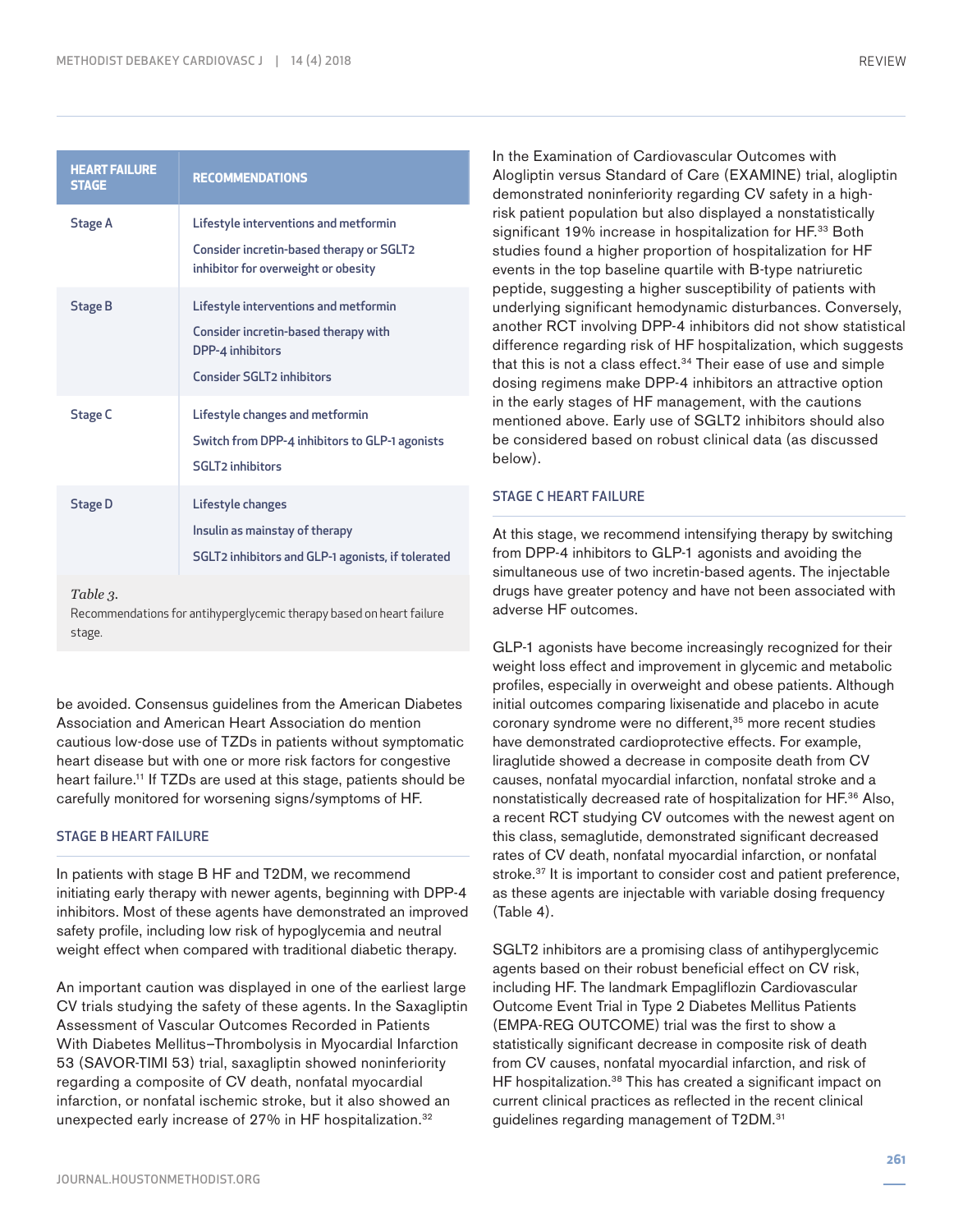| HEART FAILURE STAGE | RECOMMENDATIONS |
|---|---|
| Stage A | Lifestyle interventions and metformin<br>Consider incretin-based therapy or SGLT2 inhibitor for overweight or obesity |
| Stage B | Lifestyle interventions and metformin<br>Consider incretin-based therapy with DPP-4 inhibitors<br>Consider SGLT2 inhibitors |
| Stage C | Lifestyle changes and metformin<br>Switch from DPP-4 inhibitors to GLP-1 agonists<br>SGLT2 inhibitors |
| Stage D | Lifestyle changes<br>Insulin as mainstay of therapy<br>SGLT2 inhibitors and GLP-1 agonists, if tolerated |

*Table 3.*
Recommendations for antihyperglycemic therapy based on heart failure stage.

be avoided. Consensus guidelines from the American Diabetes Association and American Heart Association do mention cautious low-dose use of TZDs in patients without symptomatic heart disease but with one or more risk factors for congestive heart failure.[11] If TZDs are used at this stage, patients should be carefully monitored for worsening signs/symptoms of HF.

## STAGE B HEART FAILURE

In patients with stage B HF and T2DM, we recommend initiating early therapy with newer agents, beginning with DPP-4 inhibitors. Most of these agents have demonstrated an improved safety profile, including low risk of hypoglycemia and neutral weight effect when compared with traditional diabetic therapy.

An important caution was displayed in one of the earliest large CV trials studying the safety of these agents. In the Saxagliptin Assessment of Vascular Outcomes Recorded in Patients With Diabetes Mellitus–Thrombolysis in Myocardial Infarction 53 (SAVOR-TIMI 53) trial, saxagliptin showed noninferiority regarding a composite of CV death, nonfatal myocardial infarction, or nonfatal ischemic stroke, but it also showed an unexpected early increase of 27% in HF hospitalization.[32]

In the Examination of Cardiovascular Outcomes with Alogliptin versus Standard of Care (EXAMINE) trial, alogliptin demonstrated noninferiority regarding CV safety in a high-risk patient population but also displayed a nonstatistically significant 19% increase in hospitalization for HF.[33] Both studies found a higher proportion of hospitalization for HF events in the top baseline quartile with B-type natriuretic peptide, suggesting a higher susceptibility of patients with underlying significant hemodynamic disturbances. Conversely, another RCT involving DPP-4 inhibitors did not show statistical difference regarding risk of HF hospitalization, which suggests that this is not a class effect.[34] Their ease of use and simple dosing regimens make DPP-4 inhibitors an attractive option in the early stages of HF management, with the cautions mentioned above. Early use of SGLT2 inhibitors should also be considered based on robust clinical data (as discussed below).

## STAGE C HEART FAILURE

At this stage, we recommend intensifying therapy by switching from DPP-4 inhibitors to GLP-1 agonists and avoiding the simultaneous use of two incretin-based agents. The injectable drugs have greater potency and have not been associated with adverse HF outcomes.

GLP-1 agonists have become increasingly recognized for their weight loss effect and improvement in glycemic and metabolic profiles, especially in overweight and obese patients. Although initial outcomes comparing lixisenatide and placebo in acute coronary syndrome were no different,[35] more recent studies have demonstrated cardioprotective effects. For example, liraglutide showed a decrease in composite death from CV causes, nonfatal myocardial infarction, nonfatal stroke and a nonstatistically decreased rate of hospitalization for HF.[36] Also, a recent RCT studying CV outcomes with the newest agent on this class, semaglutide, demonstrated significant decreased rates of CV death, nonfatal myocardial infarction, or nonfatal stroke.[37] It is important to consider cost and patient preference, as these agents are injectable with variable dosing frequency (Table 4).

SGLT2 inhibitors are a promising class of antihyperglycemic agents based on their robust beneficial effect on CV risk, including HF. The landmark Empagliflozin Cardiovascular Outcome Event Trial in Type 2 Diabetes Mellitus Patients (EMPA-REG OUTCOME) trial was the first to show a statistically significant decrease in composite risk of death from CV causes, nonfatal myocardial infarction, and risk of HF hospitalization.[38] This has created a significant impact on current clinical practices as reflected in the recent clinical guidelines regarding management of T2DM.[31]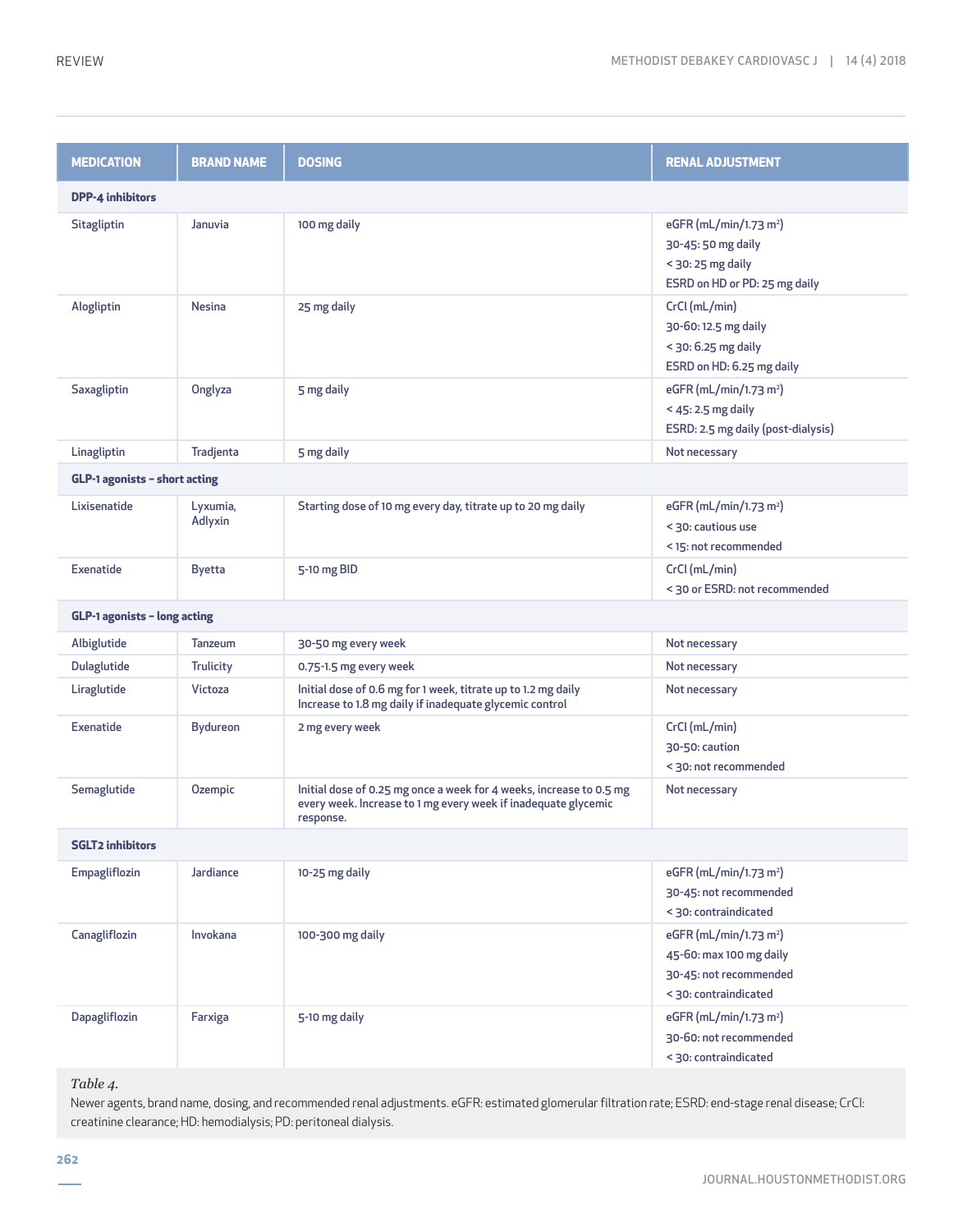| MEDICATION | BRAND NAME | DOSING | RENAL ADJUSTMENT |
|---|---|---|---|
| **DPP-4 inhibitors** | | | |
| Sitagliptin | Januvia | 100 mg daily | eGFR (mL/min/1.73 $m^2$)<br>30-45: 50 mg daily<br>< 30: 25 mg daily<br>ESRD on HD or PD: 25 mg daily |
| Alogliptin | Nesina | 25 mg daily | CrCl (mL/min)<br>30-60: 12.5 mg daily<br>< 30: 6.25 mg daily<br>ESRD on HD: 6.25 mg daily |
| Saxagliptin | Onglyza | 5 mg daily | eGFR (mL/min/1.73 $m^2$)<br>< 45: 2.5 mg daily<br>ESRD: 2.5 mg daily (post-dialysis) |
| Linagliptin | Tradjenta | 5 mg daily | Not necessary |
| **GLP-1 agonists – short acting** | | | |
| Lixisenatide | Lyxumia, Adlyxin | Starting dose of 10 mg every day, titrate up to 20 mg daily | eGFR (mL/min/1.73 $m^2$)<br>< 30: cautious use<br>< 15: not recommended |
| Exenatide | Byetta | 5-10 mg BID | CrCl (mL/min)<br>< 30 or ESRD: not recommended |
| **GLP-1 agonists – long acting** | | | |
| Albiglutide | Tanzeum | 30-50 mg every week | Not necessary |
| Dulaglutide | Trulicity | 0.75-1.5 mg every week | Not necessary |
| Liraglutide | Victoza | Initial dose of 0.6 mg for 1 week, titrate up to 1.2 mg daily<br>Increase to 1.8 mg daily if inadequate glycemic control | Not necessary |
| Exenatide | Bydureon | 2 mg every week | CrCl (mL/min)<br>30-50: caution<br>< 30: not recommended |
| Semaglutide | Ozempic | Initial dose of 0.25 mg once a week for 4 weeks, increase to 0.5 mg every week. Increase to 1 mg every week if inadequate glycemic response. | Not necessary |
| **SGLT2 inhibitors** | | | |
| Empagliflozin | Jardiance | 10-25 mg daily | eGFR (mL/min/1.73 $m^2$)<br>30-45: not recommended<br>< 30: contraindicated |
| Canagliflozin | Invokana | 100-300 mg daily | eGFR (mL/min/1.73 $m^2$)<br>45-60: max 100 mg daily<br>30-45: not recommended<br>< 30: contraindicated |
| Dapagliflozin | Farxiga | 5-10 mg daily | eGFR (mL/min/1.73 $m^2$)<br>30-60: not recommended<br>< 30: contraindicated |

*Table 4.*
Newer agents, brand name, dosing, and recommended renal adjustments. eGFR: estimated glomerular filtration rate; ESRD: end-stage renal disease; CrCl: creatinine clearance; HD: hemodialysis; PD: peritoneal dialysis.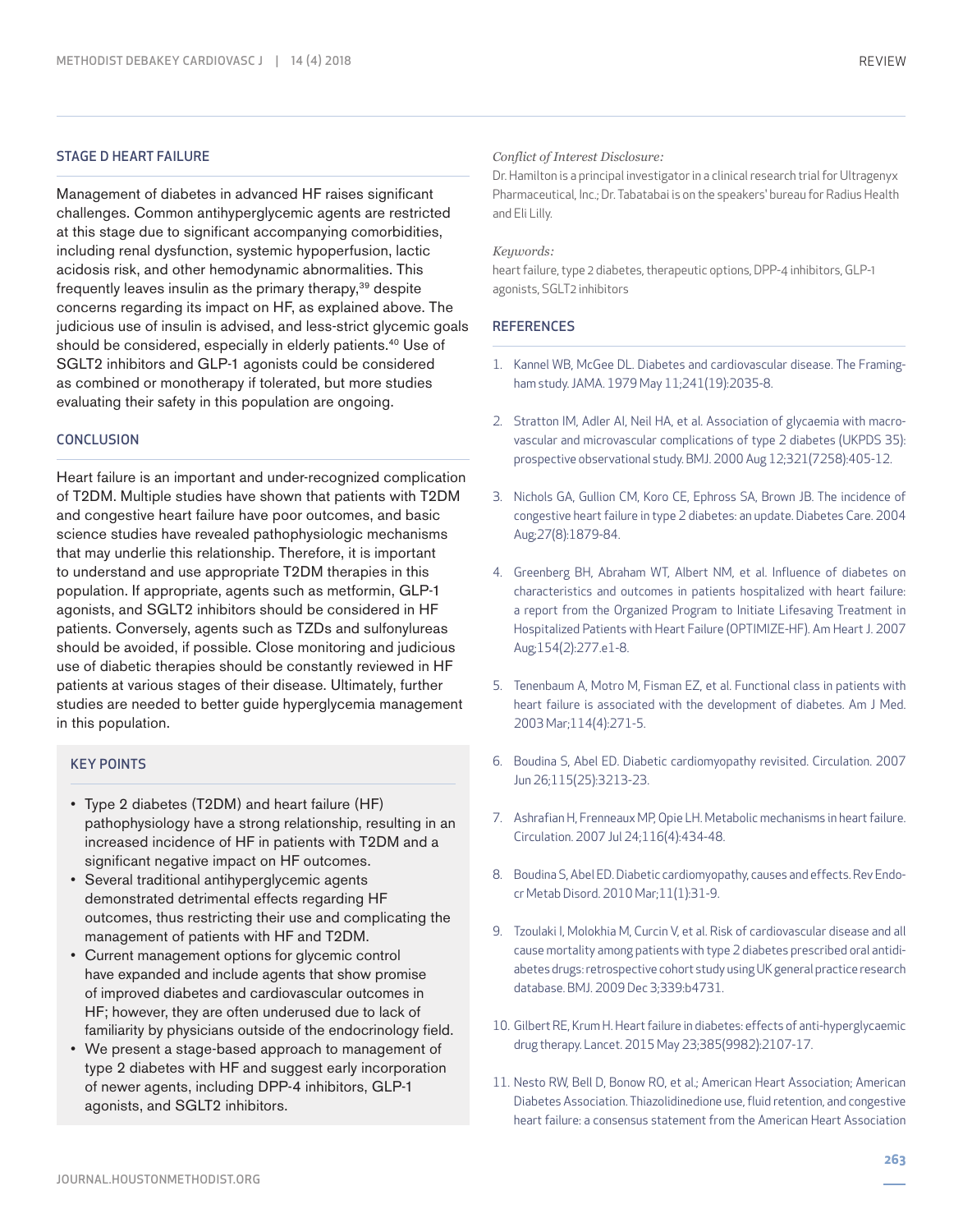## STAGE D HEART FAILURE

Management of diabetes in advanced HF raises significant challenges. Common antihyperglycemic agents are restricted at this stage due to significant accompanying comorbidities, including renal dysfunction, systemic hypoperfusion, lactic acidosis risk, and other hemodynamic abnormalities. This frequently leaves insulin as the primary therapy,[39] despite concerns regarding its impact on HF, as explained above. The judicious use of insulin is advised, and less-strict glycemic goals should be considered, especially in elderly patients.[40] Use of SGLT2 inhibitors and GLP-1 agonists could be considered as combined or monotherapy if tolerated, but more studies evaluating their safety in this population are ongoing.

## CONCLUSION

Heart failure is an important and under-recognized complication of T2DM. Multiple studies have shown that patients with T2DM and congestive heart failure have poor outcomes, and basic science studies have revealed pathophysiologic mechanisms that may underlie this relationship. Therefore, it is important to understand and use appropriate T2DM therapies in this population. If appropriate, agents such as metformin, GLP-1 agonists, and SGLT2 inhibitors should be considered in HF patients. Conversely, agents such as TZDs and sulfonylureas should be avoided, if possible. Close monitoring and judicious use of diabetic therapies should be constantly reviewed in HF patients at various stages of their disease. Ultimately, further studies are needed to better guide hyperglycemia management in this population.

### KEY POINTS

- Type 2 diabetes (T2DM) and heart failure (HF) pathophysiology have a strong relationship, resulting in an increased incidence of HF in patients with T2DM and a significant negative impact on HF outcomes.
- Several traditional antihyperglycemic agents demonstrated detrimental effects regarding HF outcomes, thus restricting their use and complicating the management of patients with HF and T2DM.
- Current management options for glycemic control have expanded and include agents that show promise of improved diabetes and cardiovascular outcomes in HF; however, they are often underused due to lack of familiarity by physicians outside of the endocrinology field.
- We present a stage-based approach to management of type 2 diabetes with HF and suggest early incorporation of newer agents, including DPP-4 inhibitors, GLP-1 agonists, and SGLT2 inhibitors.

*Conflict of Interest Disclosure:*
Dr. Hamilton is a principal investigator in a clinical research trial for Ultragenyx Pharmaceutical, Inc.; Dr. Tabatabai is on the speakers' bureau for Radius Health and Eli Lilly.

*Keywords:*
heart failure, type 2 diabetes, therapeutic options, DPP-4 inhibitors, GLP-1 agonists, SGLT2 inhibitors

## REFERENCES

1. Kannel WB, McGee DL. Diabetes and cardiovascular disease. The Framingham study. JAMA. 1979 May 11;241(19):2035-8.
2. Stratton IM, Adler AI, Neil HA, et al. Association of glycaemia with macrovascular and microvascular complications of type 2 diabetes (UKPDS 35): prospective observational study. BMJ. 2000 Aug 12;321(7258):405-12.
3. Nichols GA, Gullion CM, Koro CE, Ephross SA, Brown JB. The incidence of congestive heart failure in type 2 diabetes: an update. Diabetes Care. 2004 Aug;27(8):1879-84.
4. Greenberg BH, Abraham WT, Albert NM, et al. Influence of diabetes on characteristics and outcomes in patients hospitalized with heart failure: a report from the Organized Program to Initiate Lifesaving Treatment in Hospitalized Patients with Heart Failure (OPTIMIZE-HF). Am Heart J. 2007 Aug;154(2):277.e1-8.
5. Tenenbaum A, Motro M, Fisman EZ, et al. Functional class in patients with heart failure is associated with the development of diabetes. Am J Med. 2003 Mar;114(4):271-5.
6. Boudina S, Abel ED. Diabetic cardiomyopathy revisited. Circulation. 2007 Jun 26;115(25):3213-23.
7. Ashrafian H, Frenneaux MP, Opie LH. Metabolic mechanisms in heart failure. Circulation. 2007 Jul 24;116(4):434-48.
8. Boudina S, Abel ED. Diabetic cardiomyopathy, causes and effects. Rev Endocr Metab Disord. 2010 Mar;11(1):31-9.
9. Tzoulaki I, Molokhia M, Curcin V, et al. Risk of cardiovascular disease and all cause mortality among patients with type 2 diabetes prescribed oral antidiabetes drugs: retrospective cohort study using UK general practice research database. BMJ. 2009 Dec 3;339:b4731.
10. Gilbert RE, Krum H. Heart failure in diabetes: effects of anti-hyperglycaemic drug therapy. Lancet. 2015 May 23;385(9982):2107-17.
11. Nesto RW, Bell D, Bonow RO, et al.; American Heart Association; American Diabetes Association. Thiazolidinedione use, fluid retention, and congestive heart failure: a consensus statement from the American Heart Association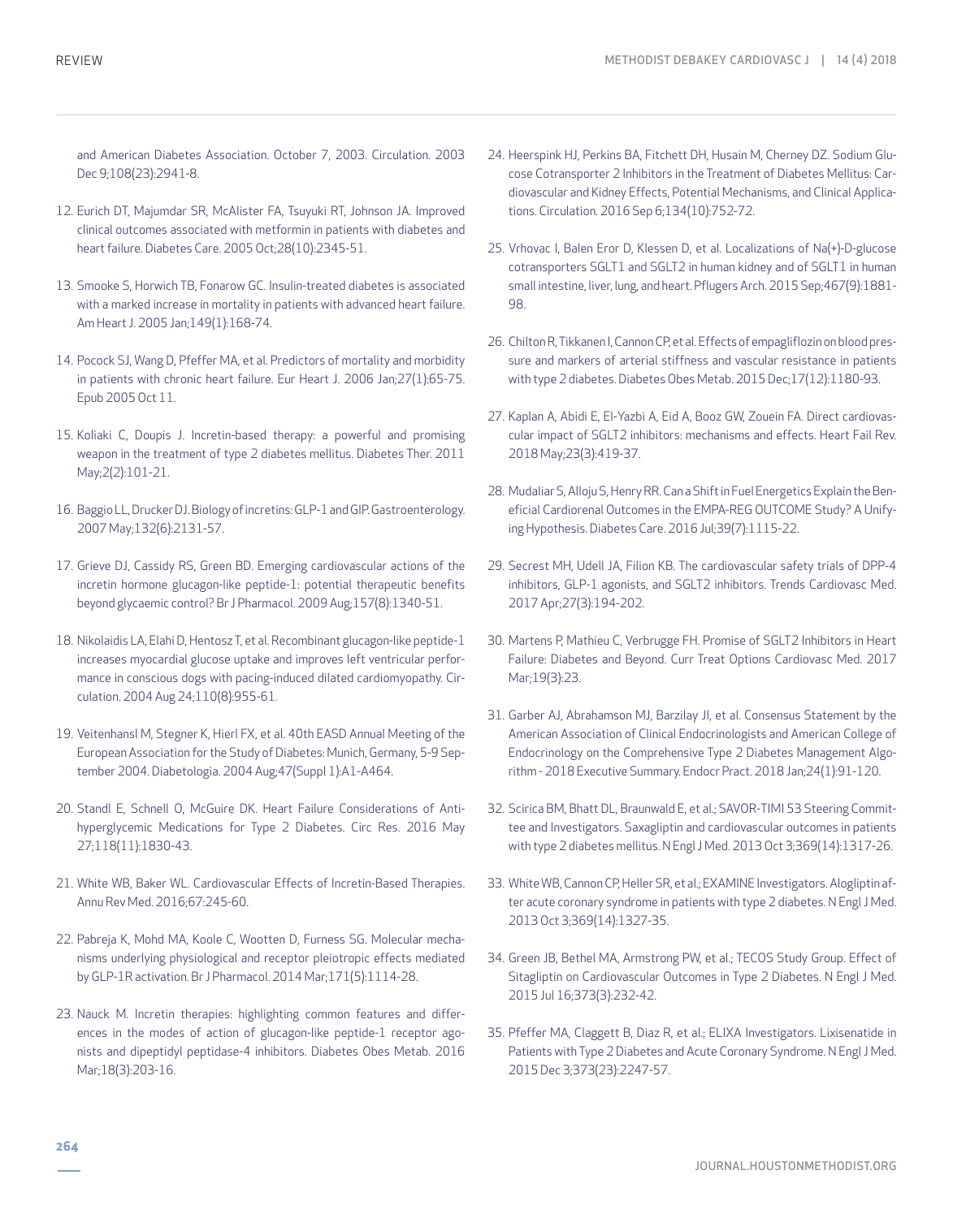and American Diabetes Association. October 7, 2003. Circulation. 2003 Dec 9;108(23):2941-8.

12. Eurich DT, Majumdar SR, McAlister FA, Tsuyuki RT, Johnson JA. Improved clinical outcomes associated with metformin in patients with diabetes and heart failure. Diabetes Care. 2005 Oct;28(10):2345-51.
13. Smooke S, Horwich TB, Fonarow GC. Insulin-treated diabetes is associated with a marked increase in mortality in patients with advanced heart failure. Am Heart J. 2005 Jan;149(1):168-74.
14. Pocock SJ, Wang D, Pfeffer MA, et al. Predictors of mortality and morbidity in patients with chronic heart failure. Eur Heart J. 2006 Jan;27(1):65-75. Epub 2005 Oct 11.
15. Koliaki C, Doupis J. Incretin-based therapy: a powerful and promising weapon in the treatment of type 2 diabetes mellitus. Diabetes Ther. 2011 May;2(2):101-21.
16. Baggio LL, Drucker DJ. Biology of incretins: GLP-1 and GIP. Gastroenterology. 2007 May;132(6):2131-57.
17. Grieve DJ, Cassidy RS, Green BD. Emerging cardiovascular actions of the incretin hormone glucagon-like peptide-1: potential therapeutic benefits beyond glycaemic control? Br J Pharmacol. 2009 Aug;157(8):1340-51.
18. Nikolaidis LA, Elahi D, Hentosz T, et al. Recombinant glucagon-like peptide-1 increases myocardial glucose uptake and improves left ventricular performance in conscious dogs with pacing-induced dilated cardiomyopathy. Circulation. 2004 Aug 24;110(8):955-61.
19. Veitenhansl M, Stegner K, Hierl FX, et al. 40th EASD Annual Meeting of the European Association for the Study of Diabetes: Munich, Germany, 5-9 September 2004. Diabetologia. 2004 Aug;47(Suppl 1):A1-A464.
20. Standl E, Schnell O, McGuire DK. Heart Failure Considerations of Antihyperglycemic Medications for Type 2 Diabetes. Circ Res. 2016 May 27;118(11):1830-43.
21. White WB, Baker WL. Cardiovascular Effects of Incretin-Based Therapies. Annu Rev Med. 2016;67:245-60.
22. Pabreja K, Mohd MA, Koole C, Wootten D, Furness SG. Molecular mechanisms underlying physiological and receptor pleiotropic effects mediated by GLP-1R activation. Br J Pharmacol. 2014 Mar;171(5):1114-28.
23. Nauck M. Incretin therapies: highlighting common features and differences in the modes of action of glucagon-like peptide-1 receptor agonists and dipeptidyl peptidase-4 inhibitors. Diabetes Obes Metab. 2016 Mar;18(3):203-16.
24. Heerspink HJ, Perkins BA, Fitchett DH, Husain M, Cherney DZ. Sodium Glucose Cotransporter 2 Inhibitors in the Treatment of Diabetes Mellitus: Cardiovascular and Kidney Effects, Potential Mechanisms, and Clinical Applications. Circulation. 2016 Sep 6;134(10):752-72.
25. Vrhovac I, Balen Eror D, Klessen D, et al. Localizations of Na(+)-D-glucose cotransporters SGLT1 and SGLT2 in human kidney and of SGLT1 in human small intestine, liver, lung, and heart. Pflugers Arch. 2015 Sep;467(9):1881-98.
26. Chilton R, Tikkanen I, Cannon CP, et al. Effects of empagliflozin on blood pressure and markers of arterial stiffness and vascular resistance in patients with type 2 diabetes. Diabetes Obes Metab. 2015 Dec;17(12):1180-93.
27. Kaplan A, Abidi E, El-Yazbi A, Eid A, Booz GW, Zouein FA. Direct cardiovascular impact of SGLT2 inhibitors: mechanisms and effects. Heart Fail Rev. 2018 May;23(3):419-37.
28. Mudaliar S, Alloju S, Henry RR. Can a Shift in Fuel Energetics Explain the Beneficial Cardiorenal Outcomes in the EMPA-REG OUTCOME Study? A Unifying Hypothesis. Diabetes Care. 2016 Jul;39(7):1115-22.
29. Secrest MH, Udell JA, Filion KB. The cardiovascular safety trials of DPP-4 inhibitors, GLP-1 agonists, and SGLT2 inhibitors. Trends Cardiovasc Med. 2017 Apr;27(3):194-202.
30. Martens P, Mathieu C, Verbrugge FH. Promise of SGLT2 Inhibitors in Heart Failure: Diabetes and Beyond. Curr Treat Options Cardiovasc Med. 2017 Mar;19(3):23.
31. Garber AJ, Abrahamson MJ, Barzilay JI, et al. Consensus Statement by the American Association of Clinical Endocrinologists and American College of Endocrinology on the Comprehensive Type 2 Diabetes Management Algorithm - 2018 Executive Summary. Endocr Pract. 2018 Jan;24(1):91-120.
32. Scirica BM, Bhatt DL, Braunwald E, et al.; SAVOR-TIMI 53 Steering Committee and Investigators. Saxagliptin and cardiovascular outcomes in patients with type 2 diabetes mellitus. N Engl J Med. 2013 Oct 3;369(14):1317-26.
33. White WB, Cannon CP, Heller SR, et al.; EXAMINE Investigators. Alogliptin after acute coronary syndrome in patients with type 2 diabetes. N Engl J Med. 2013 Oct 3;369(14):1327-35.
34. Green JB, Bethel MA, Armstrong PW, et al.; TECOS Study Group. Effect of Sitagliptin on Cardiovascular Outcomes in Type 2 Diabetes. N Engl J Med. 2015 Jul 16;373(3):232-42.
35. Pfeffer MA, Claggett B, Diaz R, et al.; ELIXA Investigators. Lixisenatide in Patients with Type 2 Diabetes and Acute Coronary Syndrome. N Engl J Med. 2015 Dec 3;373(23):2247-57.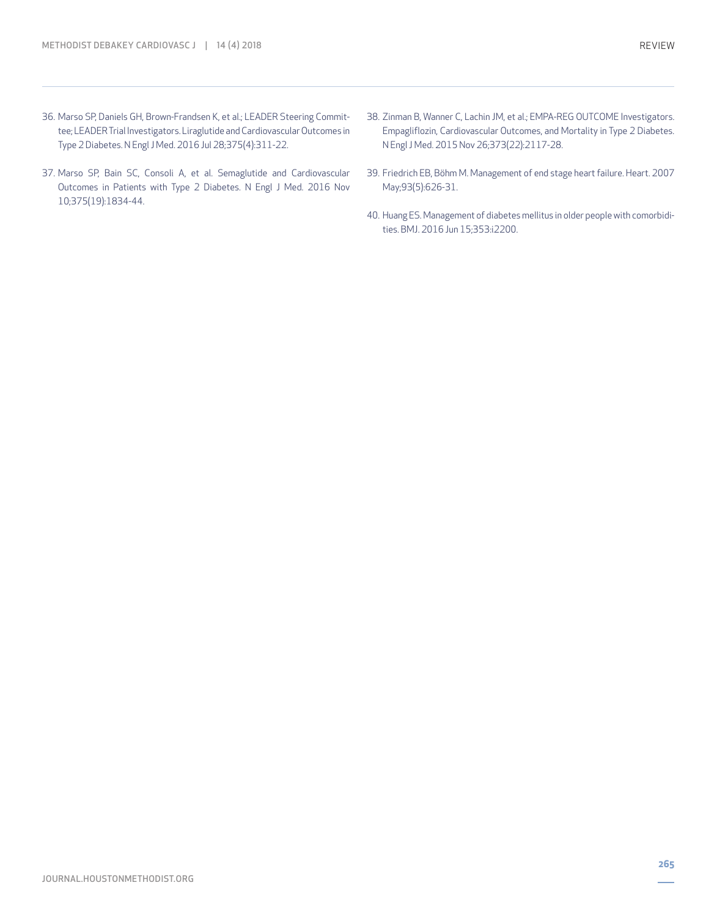36. Marso SP, Daniels GH, Brown-Frandsen K, et al.; LEADER Steering Committee; LEADER Trial Investigators. Liraglutide and Cardiovascular Outcomes in Type 2 Diabetes. N Engl J Med. 2016 Jul 28;375(4):311-22.
37. Marso SP, Bain SC, Consoli A, et al. Semaglutide and Cardiovascular Outcomes in Patients with Type 2 Diabetes. N Engl J Med. 2016 Nov 10;375(19):1834-44.
38. Zinman B, Wanner C, Lachin JM, et al.; EMPA-REG OUTCOME Investigators. Empagliflozin, Cardiovascular Outcomes, and Mortality in Type 2 Diabetes. N Engl J Med. 2015 Nov 26;373(22):2117-28.
39. Friedrich EB, Böhm M. Management of end stage heart failure. Heart. 2007 May;93(5):626-31.
40. Huang ES. Management of diabetes mellitus in older people with comorbidities. BMJ. 2016 Jun 15;353:i2200.